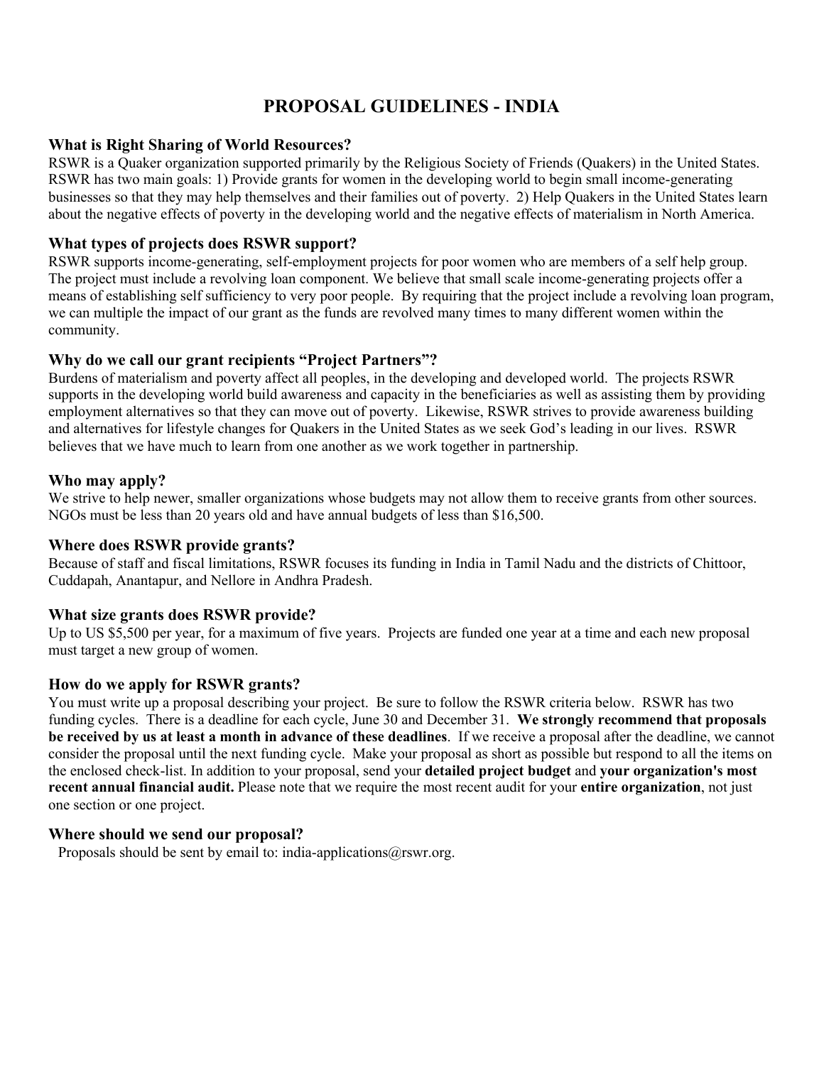# PROPOSAL GUIDELINES - INDIA

### What is Right Sharing of World Resources?

RSWR is a Quaker organization supported primarily by the Religious Society of Friends (Quakers) in the United States. RSWR has two main goals: 1) Provide grants for women in the developing world to begin small income-generating businesses so that they may help themselves and their families out of poverty. 2) Help Quakers in the United States learn about the negative effects of poverty in the developing world and the negative effects of materialism in North America.

### What types of projects does RSWR support?

RSWR supports income-generating, self-employment projects for poor women who are members of a self help group. The project must include a revolving loan component. We believe that small scale income-generating projects offer a means of establishing self sufficiency to very poor people. By requiring that the project include a revolving loan program, we can multiple the impact of our grant as the funds are revolved many times to many different women within the community.

### Why do we call our grant recipients "Project Partners"?

Burdens of materialism and poverty affect all peoples, in the developing and developed world. The projects RSWR supports in the developing world build awareness and capacity in the beneficiaries as well as assisting them by providing employment alternatives so that they can move out of poverty. Likewise, RSWR strives to provide awareness building and alternatives for lifestyle changes for Quakers in the United States as we seek God's leading in our lives. RSWR believes that we have much to learn from one another as we work together in partnership.

### Who may apply?

We strive to help newer, smaller organizations whose budgets may not allow them to receive grants from other sources. NGOs must be less than 20 years old and have annual budgets of less than $16,500.

### Where does RSWR provide grants?

Because of staff and fiscal limitations, RSWR focuses its funding in India in Tamil Nadu and the districts of Chittoor, Cuddapah, Anantapur, and Nellore in Andhra Pradesh.

### What size grants does RSWR provide?

Up to US $5,500 per year, for a maximum of five years. Projects are funded one year at a time and each new proposal must target a new group of women.

### How do we apply for RSWR grants?

You must write up a proposal describing your project. Be sure to follow the RSWR criteria below. RSWR has two funding cycles. There is a deadline for each cycle, June 30 and December 31. **We strongly recommend that proposals be received by us at least a month in advance of these deadlines**. If we receive a proposal after the deadline, we cannot consider the proposal until the next funding cycle. Make your proposal as short as possible but respond to all the items on the enclosed check-list. In addition to your proposal, send your **detailed project budget** and **your organization's most recent annual financial audit.** Please note that we require the most recent audit for your **entire organization**, not just one section or one project.

### Where should we send our proposal?

Proposals should be sent by email to: india-applications@rswr.org.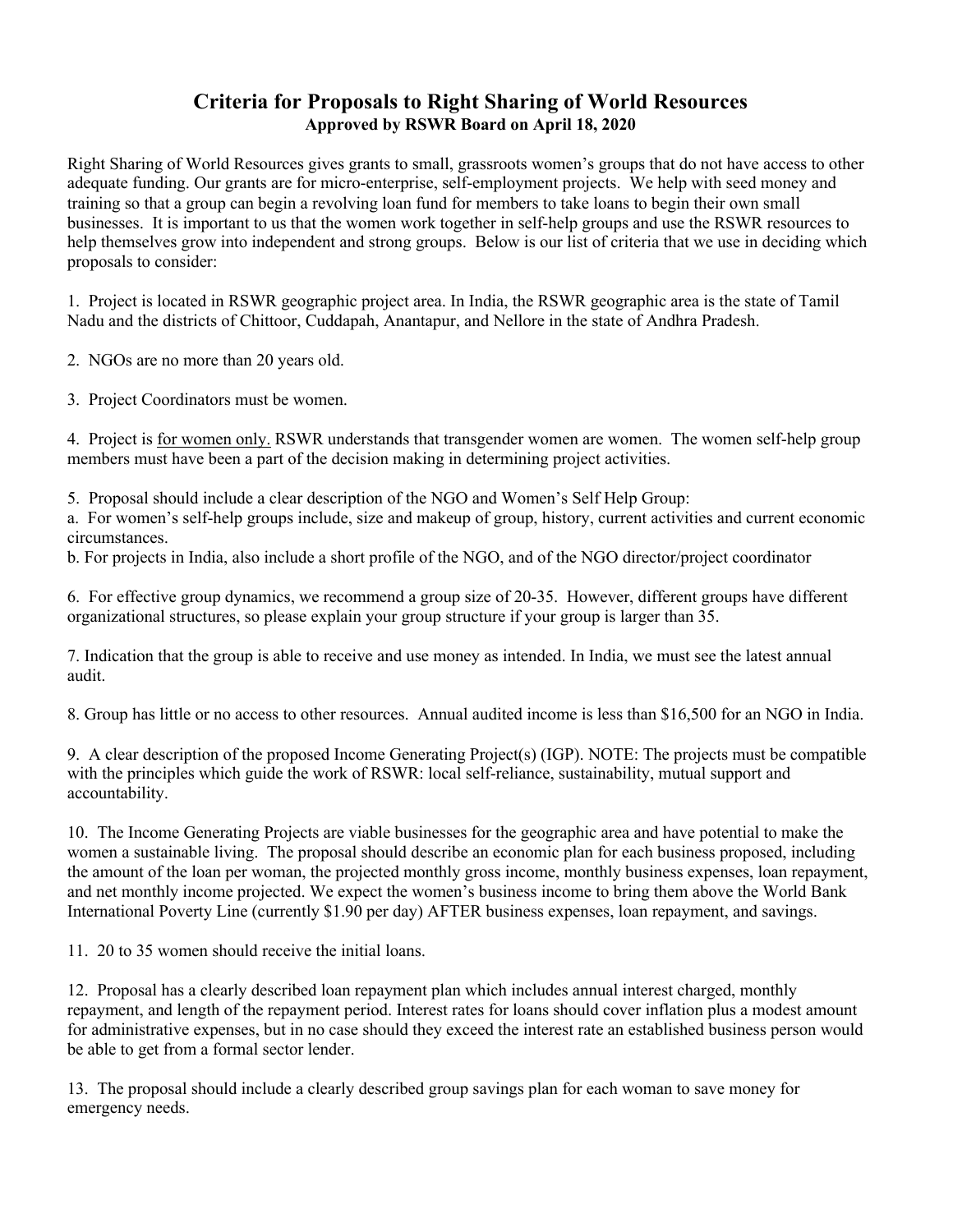# Criteria for Proposals to Right Sharing of World Resources

**Approved by RSWR Board on April 18, 2020**

Right Sharing of World Resources gives grants to small, grassroots women's groups that do not have access to other adequate funding. Our grants are for micro-enterprise, self-employment projects. We help with seed money and training so that a group can begin a revolving loan fund for members to take loans to begin their own small businesses. It is important to us that the women work together in self-help groups and use the RSWR resources to help themselves grow into independent and strong groups. Below is our list of criteria that we use in deciding which proposals to consider:

1. Project is located in RSWR geographic project area. In India, the RSWR geographic area is the state of Tamil Nadu and the districts of Chittoor, Cuddapah, Anantapur, and Nellore in the state of Andhra Pradesh.

2. NGOs are no more than 20 years old.

3. Project Coordinators must be women.

4. Project is <u>for women only.</u> RSWR understands that transgender women are women. The women self-help group members must have been a part of the decision making in determining project activities.

5. Proposal should include a clear description of the NGO and Women's Self Help Group:
a. For women's self-help groups include, size and makeup of group, history, current activities and current economic circumstances.
b. For projects in India, also include a short profile of the NGO, and of the NGO director/project coordinator

6. For effective group dynamics, we recommend a group size of 20-35. However, different groups have different organizational structures, so please explain your group structure if your group is larger than 35.

7. Indication that the group is able to receive and use money as intended. In India, we must see the latest annual audit.

8. Group has little or no access to other resources. Annual audited income is less than $16,500 for an NGO in India.

9. A clear description of the proposed Income Generating Project(s) (IGP). NOTE: The projects must be compatible with the principles which guide the work of RSWR: local self-reliance, sustainability, mutual support and accountability.

10. The Income Generating Projects are viable businesses for the geographic area and have potential to make the women a sustainable living. The proposal should describe an economic plan for each business proposed, including the amount of the loan per woman, the projected monthly gross income, monthly business expenses, loan repayment, and net monthly income projected. We expect the women's business income to bring them above the World Bank International Poverty Line (currently $1.90 per day) AFTER business expenses, loan repayment, and savings.

11. 20 to 35 women should receive the initial loans.

12. Proposal has a clearly described loan repayment plan which includes annual interest charged, monthly repayment, and length of the repayment period. Interest rates for loans should cover inflation plus a modest amount for administrative expenses, but in no case should they exceed the interest rate an established business person would be able to get from a formal sector lender.

13. The proposal should include a clearly described group savings plan for each woman to save money for emergency needs.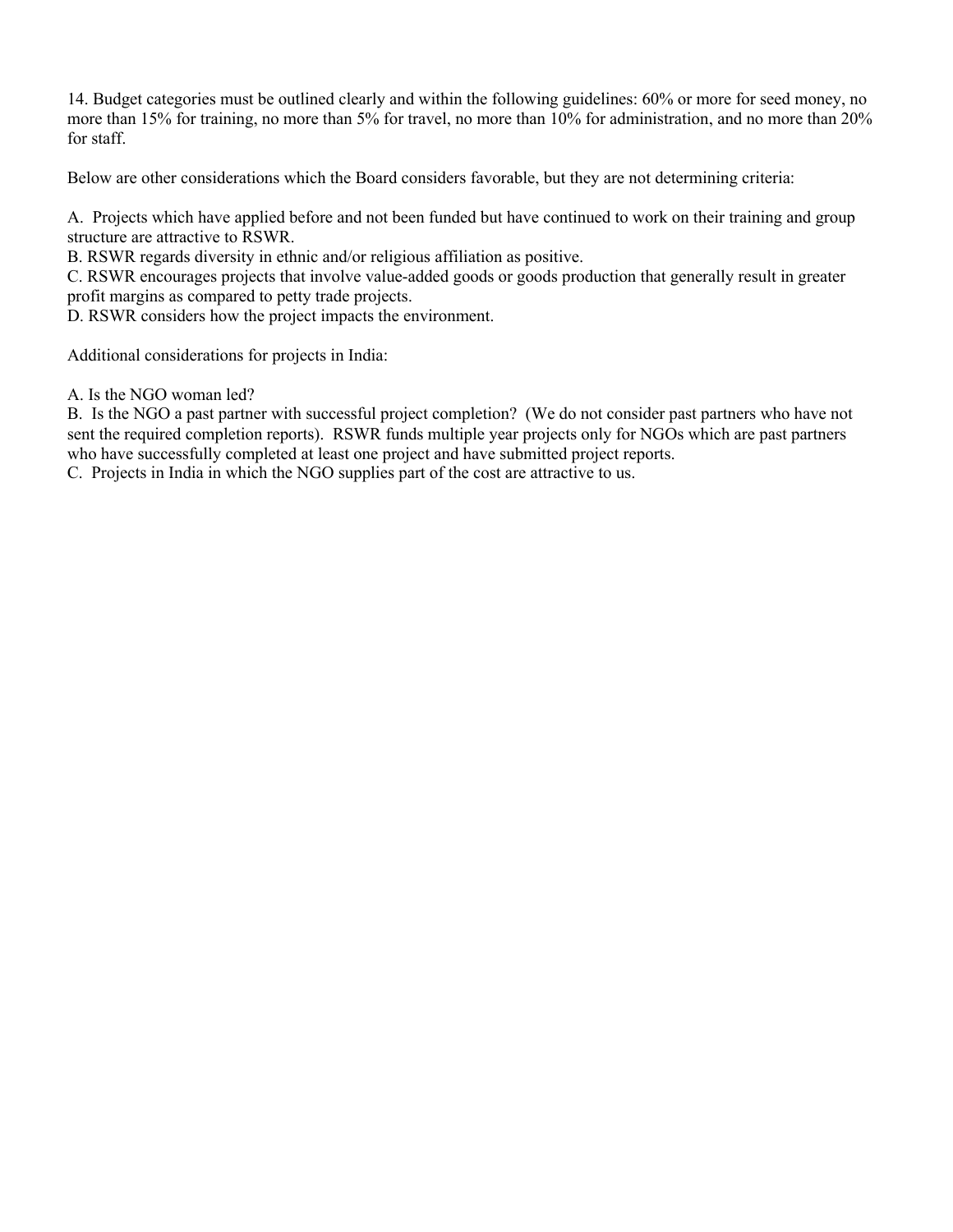14. Budget categories must be outlined clearly and within the following guidelines: 60% or more for seed money, no more than 15% for training, no more than 5% for travel, no more than 10% for administration, and no more than 20% for staff.

Below are other considerations which the Board considers favorable, but they are not determining criteria:

A. Projects which have applied before and not been funded but have continued to work on their training and group structure are attractive to RSWR.
B. RSWR regards diversity in ethnic and/or religious affiliation as positive.
C. RSWR encourages projects that involve value-added goods or goods production that generally result in greater profit margins as compared to petty trade projects.
D. RSWR considers how the project impacts the environment.

Additional considerations for projects in India:

A. Is the NGO woman led?
B. Is the NGO a past partner with successful project completion? (We do not consider past partners who have not sent the required completion reports). RSWR funds multiple year projects only for NGOs which are past partners who have successfully completed at least one project and have submitted project reports.
C. Projects in India in which the NGO supplies part of the cost are attractive to us.